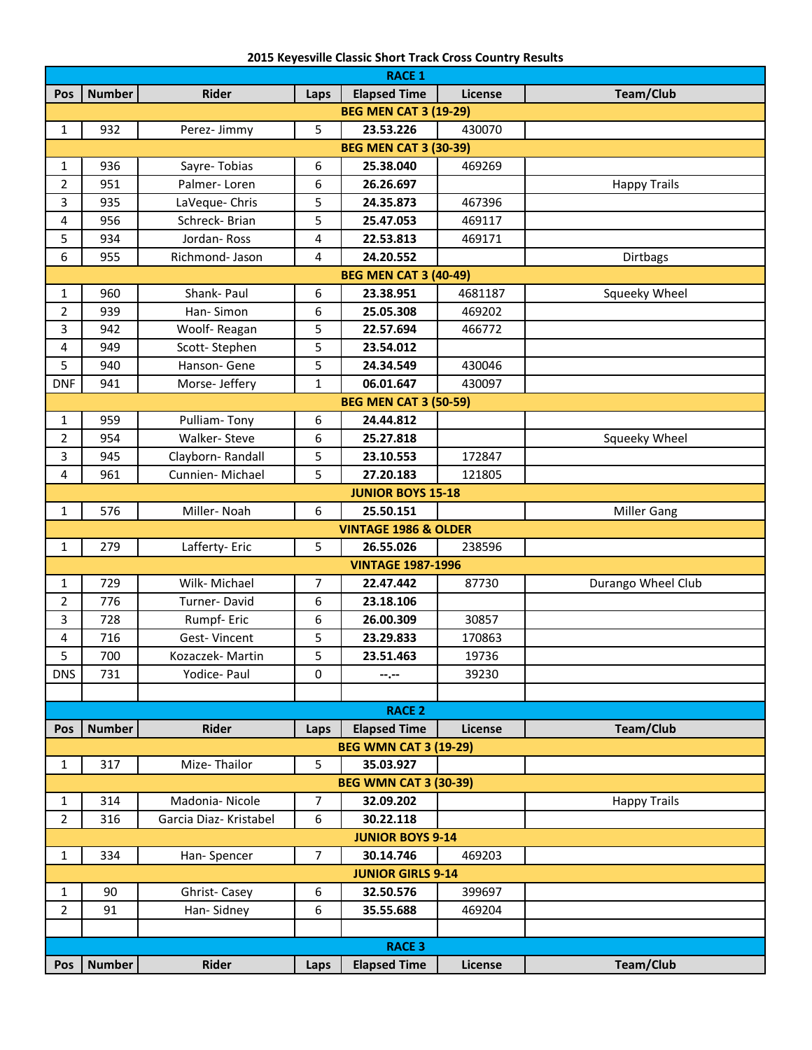# 2015 Keyesville Classic Short Track Cross Country Results

## RACE 1

| Pos | Number | Rider | Laps | Elapsed Time | License | Team/Club |
|---|---|---|---|---|---|---|
| **BEG MEN CAT 3 (19-29)** | | | | | | |
| 1 | 932 | Perez- Jimmy | 5 | **23.53.226** | 430070 | |
| **BEG MEN CAT 3 (30-39)** | | | | | | |
| 1 | 936 | Sayre- Tobias | 6 | **25.38.040** | 469269 | |
| 2 | 951 | Palmer- Loren | 6 | **26.26.697** | | Happy Trails |
| 3 | 935 | LaVeque- Chris | 5 | **24.35.873** | 467396 | |
| 4 | 956 | Schreck- Brian | 5 | **25.47.053** | 469117 | |
| 5 | 934 | Jordan- Ross | 4 | **22.53.813** | 469171 | |
| 6 | 955 | Richmond- Jason | 4 | **24.20.552** | | Dirtbags |
| **BEG MEN CAT 3 (40-49)** | | | | | | |
| 1 | 960 | Shank- Paul | 6 | **23.38.951** | 4681187 | Squeeky Wheel |
| 2 | 939 | Han- Simon | 6 | **25.05.308** | 469202 | |
| 3 | 942 | Woolf- Reagan | 5 | **22.57.694** | 466772 | |
| 4 | 949 | Scott- Stephen | 5 | **23.54.012** | | |
| 5 | 940 | Hanson- Gene | 5 | **24.34.549** | 430046 | |
| DNF | 941 | Morse- Jeffery | 1 | **06.01.647** | 430097 | |
| **BEG MEN CAT 3 (50-59)** | | | | | | |
| 1 | 959 | Pulliam- Tony | 6 | **24.44.812** | | |
| 2 | 954 | Walker- Steve | 6 | **25.27.818** | | Squeeky Wheel |
| 3 | 945 | Clayborn- Randall | 5 | **23.10.553** | 172847 | |
| 4 | 961 | Cunnien- Michael | 5 | **27.20.183** | 121805 | |
| **JUNIOR BOYS 15-18** | | | | | | |
| 1 | 576 | Miller- Noah | 6 | **25.50.151** | | Miller Gang |
| **VINTAGE 1986 & OLDER** | | | | | | |
| 1 | 279 | Lafferty- Eric | 5 | **26.55.026** | 238596 | |
| **VINTAGE 1987-1996** | | | | | | |
| 1 | 729 | Wilk- Michael | 7 | **22.47.442** | 87730 | Durango Wheel Club |
| 2 | 776 | Turner- David | 6 | **23.18.106** | | |
| 3 | 728 | Rumpf- Eric | 6 | **26.00.309** | 30857 | |
| 4 | 716 | Gest- Vincent | 5 | **23.29.833** | 170863 | |
| 5 | 700 | Kozaczek- Martin | 5 | **23.51.463** | 19736 | |
| DNS | 731 | Yodice- Paul | 0 | **--.--** | 39230 | |

## RACE 2

| Pos | Number | Rider | Laps | Elapsed Time | License | Team/Club |
|---|---|---|---|---|---|---|
| **BEG WMN CAT 3 (19-29)** | | | | | | |
| 1 | 317 | Mize- Thailor | 5 | **35.03.927** | | |
| **BEG WMN CAT 3 (30-39)** | | | | | | |
| 1 | 314 | Madonia- Nicole | 7 | **32.09.202** | | Happy Trails |
| 2 | 316 | Garcia Diaz- Kristabel | 6 | **30.22.118** | | |
| **JUNIOR BOYS 9-14** | | | | | | |
| 1 | 334 | Han- Spencer | 7 | **30.14.746** | 469203 | |
| **JUNIOR GIRLS 9-14** | | | | | | |
| 1 | 90 | Ghrist- Casey | 6 | **32.50.576** | 399697 | |
| 2 | 91 | Han- Sidney | 6 | **35.55.688** | 469204 | |

## RACE 3

| Pos | Number | Rider | Laps | Elapsed Time | License | Team/Club |
|---|---|---|---|---|---|---|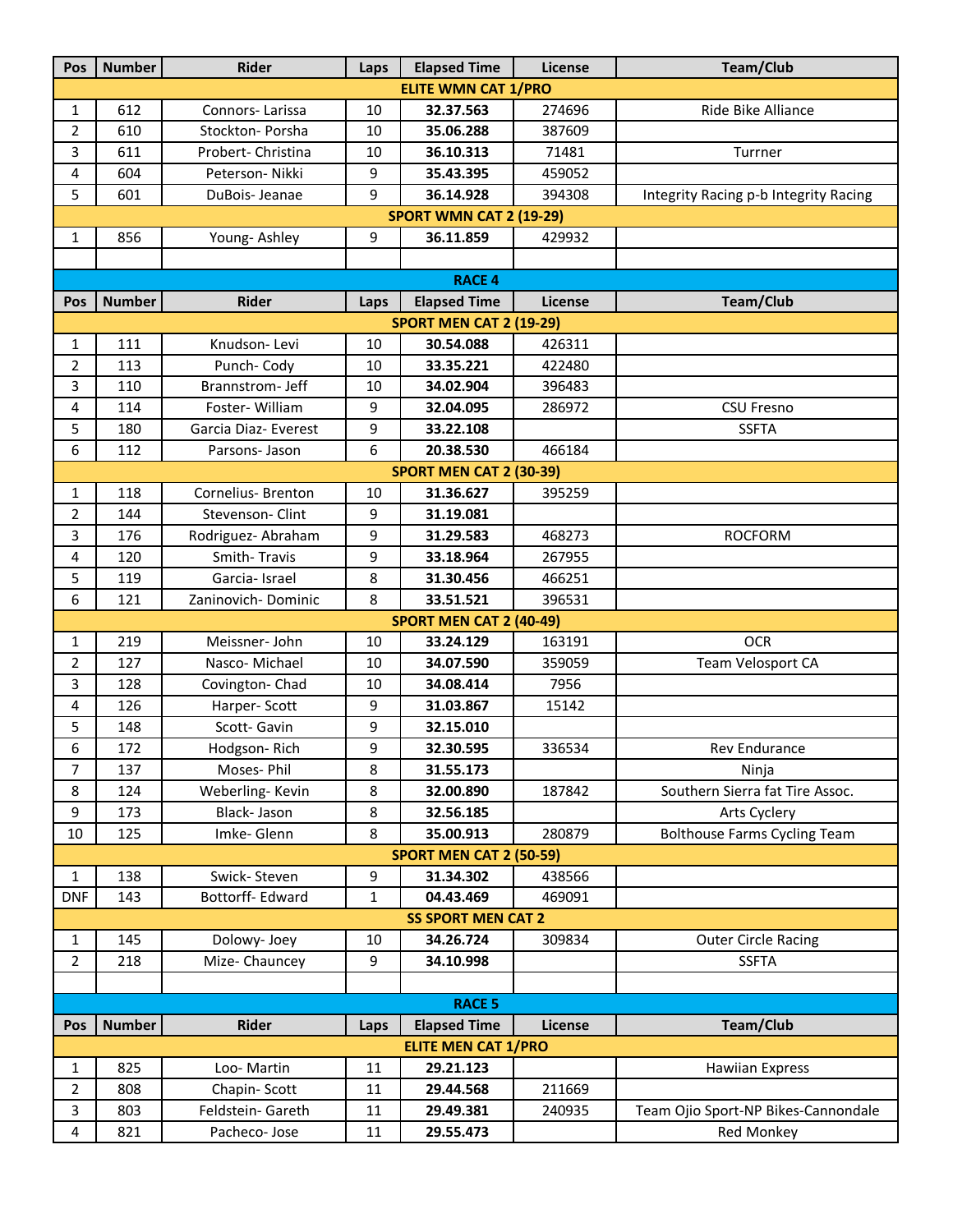| Pos | Number | Rider | Laps | Elapsed Time | License | Team/Club |
|---|---|---|---|---|---|---|
| **ELITE WMN CAT 1/PRO** | | | | | | |
| 1 | 612 | Connors- Larissa | 10 | **32.37.563** | 274696 | Ride Bike Alliance |
| 2 | 610 | Stockton- Porsha | 10 | **35.06.288** | 387609 | |
| 3 | 611 | Probert- Christina | 10 | **36.10.313** | 71481 | Turrner |
| 4 | 604 | Peterson- Nikki | 9 | **35.43.395** | 459052 | |
| 5 | 601 | DuBois- Jeanae | 9 | **36.14.928** | 394308 | Integrity Racing p-b Integrity Racing |
| **SPORT WMN CAT 2 (19-29)** | | | | | | |
| 1 | 856 | Young- Ashley | 9 | **36.11.859** | 429932 | |

| Pos | Number | Rider | Laps | Elapsed Time | License | Team/Club |
|---|---|---|---|---|---|---|
| **RACE 4** | | | | | | |
| **SPORT MEN CAT 2 (19-29)** | | | | | | |
| 1 | 111 | Knudson- Levi | 10 | **30.54.088** | 426311 | |
| 2 | 113 | Punch- Cody | 10 | **33.35.221** | 422480 | |
| 3 | 110 | Brannstrom- Jeff | 10 | **34.02.904** | 396483 | |
| 4 | 114 | Foster- William | 9 | **32.04.095** | 286972 | CSU Fresno |
| 5 | 180 | Garcia Diaz- Everest | 9 | **33.22.108** | | SSFTA |
| 6 | 112 | Parsons- Jason | 6 | **20.38.530** | 466184 | |
| **SPORT MEN CAT 2 (30-39)** | | | | | | |
| 1 | 118 | Cornelius- Brenton | 10 | **31.36.627** | 395259 | |
| 2 | 144 | Stevenson- Clint | 9 | **31.19.081** | | |
| 3 | 176 | Rodriguez- Abraham | 9 | **31.29.583** | 468273 | ROCFORM |
| 4 | 120 | Smith- Travis | 9 | **33.18.964** | 267955 | |
| 5 | 119 | Garcia- Israel | 8 | **31.30.456** | 466251 | |
| 6 | 121 | Zaninovich- Dominic | 8 | **33.51.521** | 396531 | |
| **SPORT MEN CAT 2 (40-49)** | | | | | | |
| 1 | 219 | Meissner- John | 10 | **33.24.129** | 163191 | OCR |
| 2 | 127 | Nasco- Michael | 10 | **34.07.590** | 359059 | Team Velosport CA |
| 3 | 128 | Covington- Chad | 10 | **34.08.414** | 7956 | |
| 4 | 126 | Harper- Scott | 9 | **31.03.867** | 15142 | |
| 5 | 148 | Scott- Gavin | 9 | **32.15.010** | | |
| 6 | 172 | Hodgson- Rich | 9 | **32.30.595** | 336534 | Rev Endurance |
| 7 | 137 | Moses- Phil | 8 | **31.55.173** | | Ninja |
| 8 | 124 | Weberling- Kevin | 8 | **32.00.890** | 187842 | Southern Sierra fat Tire Assoc. |
| 9 | 173 | Black- Jason | 8 | **32.56.185** | | Arts Cyclery |
| 10 | 125 | Imke- Glenn | 8 | **35.00.913** | 280879 | Bolthouse Farms Cycling Team |
| **SPORT MEN CAT 2 (50-59)** | | | | | | |
| 1 | 138 | Swick- Steven | 9 | **31.34.302** | 438566 | |
| DNF | 143 | Bottorff- Edward | 1 | **04.43.469** | 469091 | |
| **SS SPORT MEN CAT 2** | | | | | | |
| 1 | 145 | Dolowy- Joey | 10 | **34.26.724** | 309834 | Outer Circle Racing |
| 2 | 218 | Mize- Chauncey | 9 | **34.10.998** | | SSFTA |

| Pos | Number | Rider | Laps | Elapsed Time | License | Team/Club |
|---|---|---|---|---|---|---|
| **RACE 5** | | | | | | |
| **ELITE MEN CAT 1/PRO** | | | | | | |
| 1 | 825 | Loo- Martin | 11 | **29.21.123** | | Hawiian Express |
| 2 | 808 | Chapin- Scott | 11 | **29.44.568** | 211669 | |
| 3 | 803 | Feldstein- Gareth | 11 | **29.49.381** | 240935 | Team Ojio Sport-NP Bikes-Cannondale |
| 4 | 821 | Pacheco- Jose | 11 | **29.55.473** | | Red Monkey |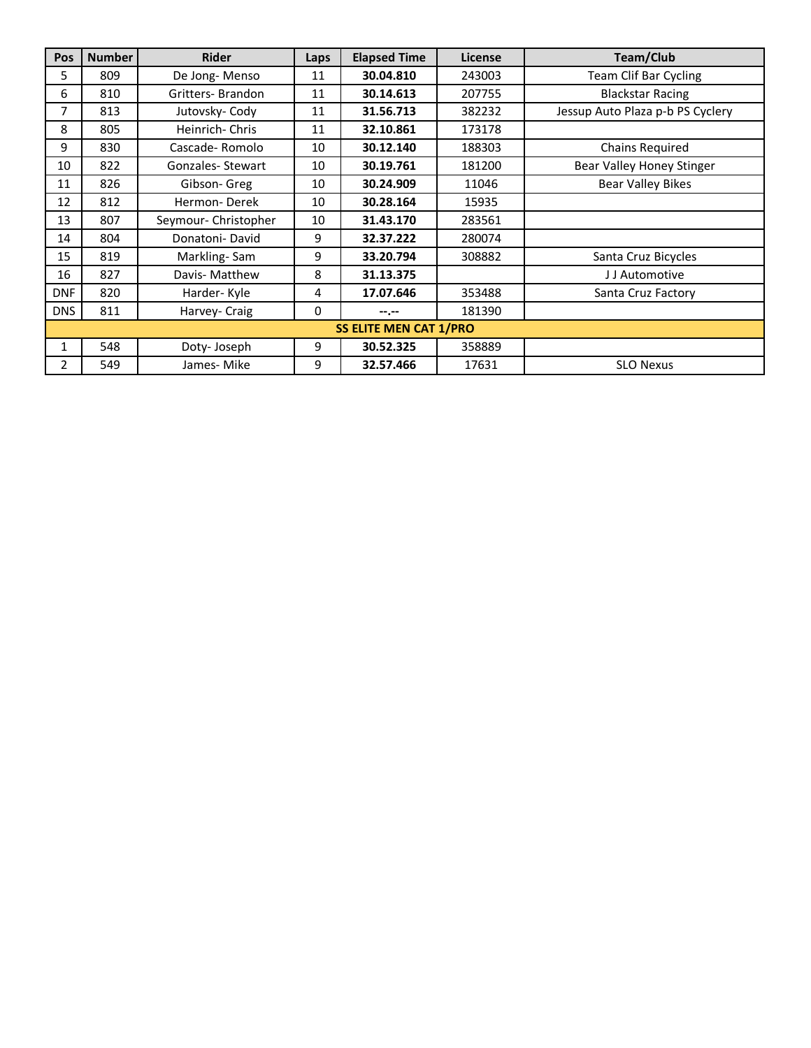| Pos | Number | Rider | Laps | Elapsed Time | License | Team/Club |
|---|---|---|---|---|---|---|
| 5 | 809 | De Jong- Menso | 11 | **30.04.810** | 243003 | Team Clif Bar Cycling |
| 6 | 810 | Gritters- Brandon | 11 | **30.14.613** | 207755 | Blackstar Racing |
| 7 | 813 | Jutovsky- Cody | 11 | **31.56.713** | 382232 | Jessup Auto Plaza p-b PS Cyclery |
| 8 | 805 | Heinrich- Chris | 11 | **32.10.861** | 173178 | |
| 9 | 830 | Cascade- Romolo | 10 | **30.12.140** | 188303 | Chains Required |
| 10 | 822 | Gonzales- Stewart | 10 | **30.19.761** | 181200 | Bear Valley Honey Stinger |
| 11 | 826 | Gibson- Greg | 10 | **30.24.909** | 11046 | Bear Valley Bikes |
| 12 | 812 | Hermon- Derek | 10 | **30.28.164** | 15935 | |
| 13 | 807 | Seymour- Christopher | 10 | **31.43.170** | 283561 | |
| 14 | 804 | Donatoni- David | 9 | **32.37.222** | 280074 | |
| 15 | 819 | Markling- Sam | 9 | **33.20.794** | 308882 | Santa Cruz Bicycles |
| 16 | 827 | Davis- Matthew | 8 | **31.13.375** | | J J Automotive |
| DNF | 820 | Harder- Kyle | 4 | **17.07.646** | 353488 | Santa Cruz Factory |
| DNS | 811 | Harvey- Craig | 0 | **--.--** | 181390 | |
| **SS ELITE MEN CAT 1/PRO** | | | | | | |
| 1 | 548 | Doty- Joseph | 9 | **30.52.325** | 358889 | |
| 2 | 549 | James- Mike | 9 | **32.57.466** | 17631 | SLO Nexus |